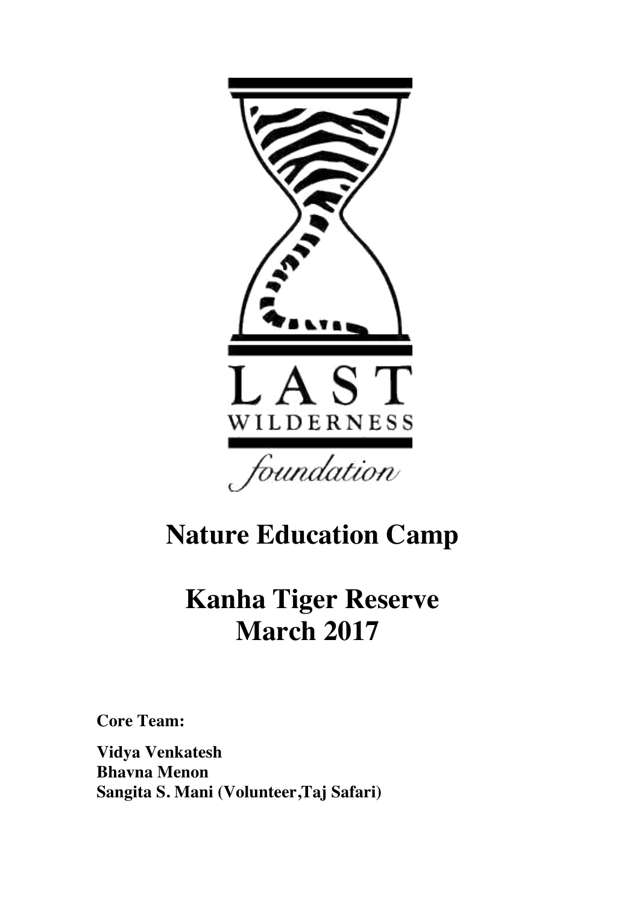LAST WILDERNESS foundation

# Nature Education Camp

# Kanha Tiger Reserve
# March 2017

**Core Team:**

**Vidya Venkatesh**
**Bhavna Menon**
**Sangita S. Mani (Volunteer,Taj Safari)**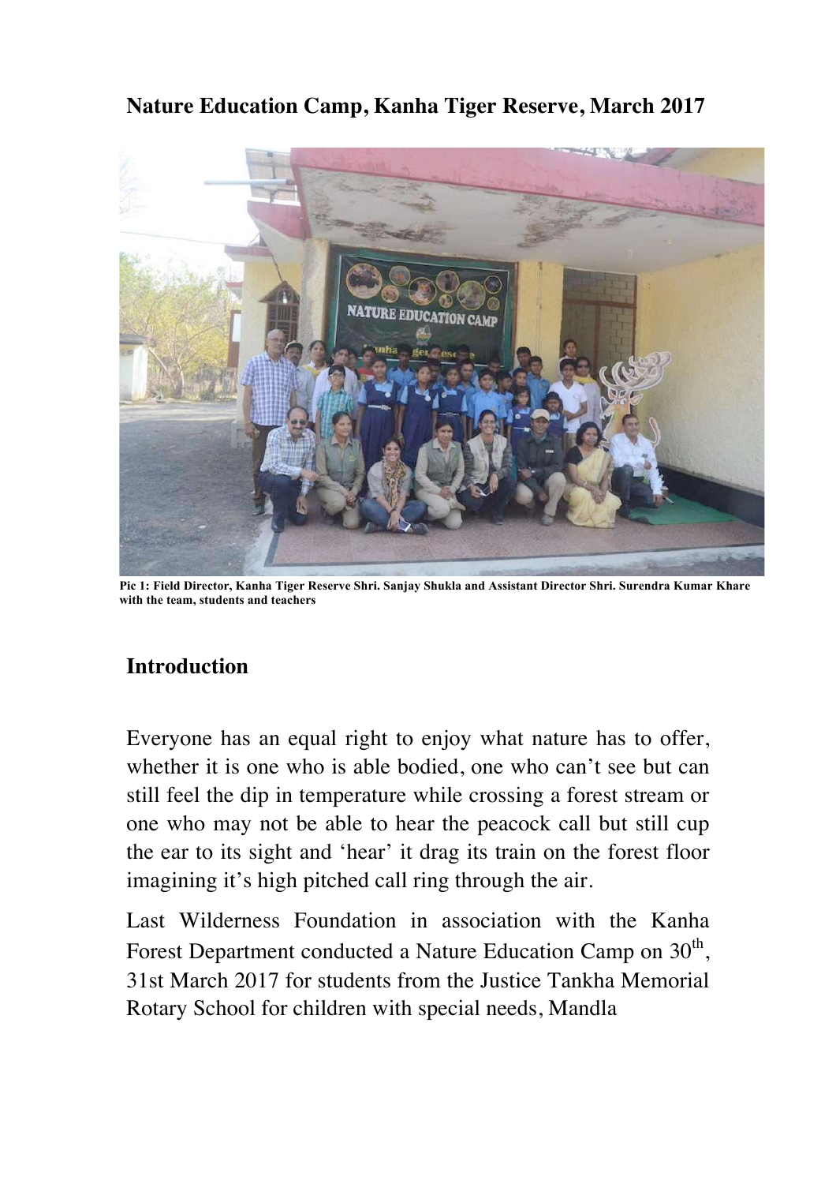**Nature Education Camp, Kanha Tiger Reserve, March 2017**

Pic 1: Field Director, Kanha Tiger Reserve Shri. Sanjay Shukla and Assistant Director Shri. Surendra Kumar Khare with the team, students and teachers

## Introduction

Everyone has an equal right to enjoy what nature has to offer, whether it is one who is able bodied, one who can't see but can still feel the dip in temperature while crossing a forest stream or one who may not be able to hear the peacock call but still cup the ear to its sight and 'hear' it drag its train on the forest floor imagining it's high pitched call ring through the air.

Last Wilderness Foundation in association with the Kanha Forest Department conducted a Nature Education Camp on 30th, 31st March 2017 for students from the Justice Tankha Memorial Rotary School for children with special needs, Mandla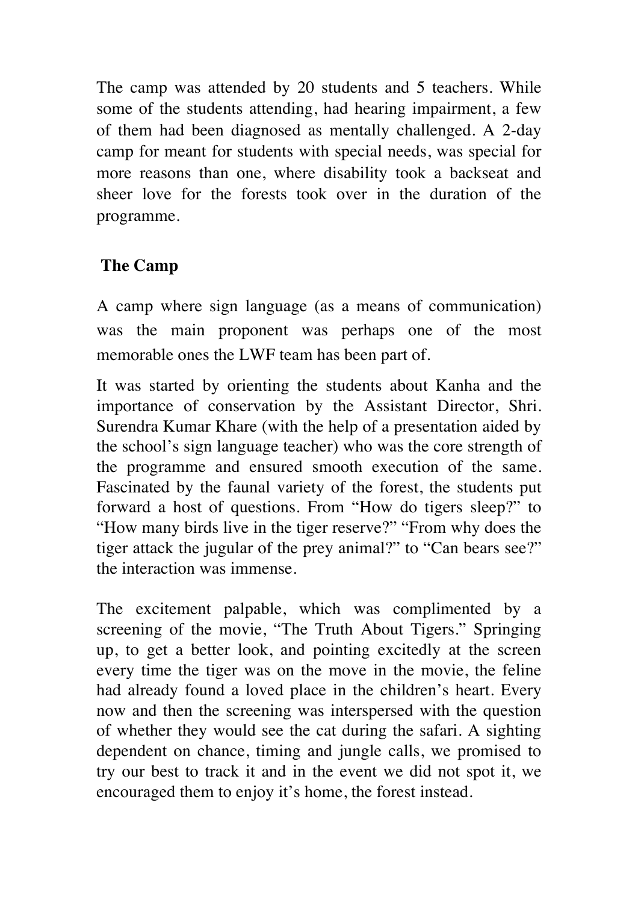The camp was attended by 20 students and 5 teachers. While some of the students attending, had hearing impairment, a few of them had been diagnosed as mentally challenged. A 2-day camp for meant for students with special needs, was special for more reasons than one, where disability took a backseat and sheer love for the forests took over in the duration of the programme.

## The Camp

A camp where sign language (as a means of communication) was the main proponent was perhaps one of the most memorable ones the LWF team has been part of.

It was started by orienting the students about Kanha and the importance of conservation by the Assistant Director, Shri. Surendra Kumar Khare (with the help of a presentation aided by the school's sign language teacher) who was the core strength of the programme and ensured smooth execution of the same. Fascinated by the faunal variety of the forest, the students put forward a host of questions. From "How do tigers sleep?" to "How many birds live in the tiger reserve?" "From why does the tiger attack the jugular of the prey animal?" to "Can bears see?" the interaction was immense.

The excitement palpable, which was complimented by a screening of the movie, "The Truth About Tigers." Springing up, to get a better look, and pointing excitedly at the screen every time the tiger was on the move in the movie, the feline had already found a loved place in the children's heart. Every now and then the screening was interspersed with the question of whether they would see the cat during the safari. A sighting dependent on chance, timing and jungle calls, we promised to try our best to track it and in the event we did not spot it, we encouraged them to enjoy it's home, the forest instead.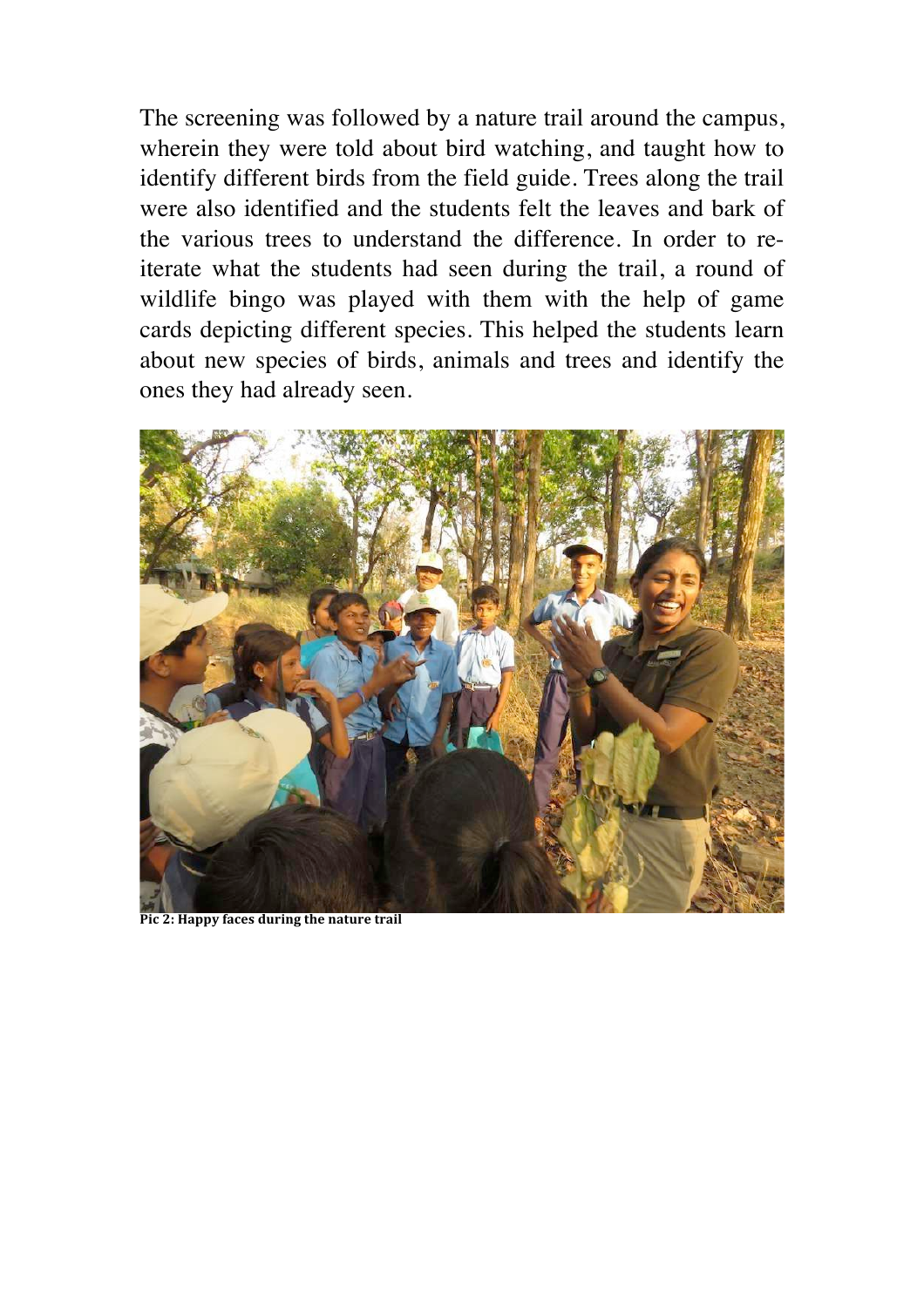The screening was followed by a nature trail around the campus, wherein they were told about bird watching, and taught how to identify different birds from the field guide. Trees along the trail were also identified and the students felt the leaves and bark of the various trees to understand the difference. In order to re-iterate what the students had seen during the trail, a round of wildlife bingo was played with them with the help of game cards depicting different species. This helped the students learn about new species of birds, animals and trees and identify the ones they had already seen.

**Pic 2: Happy faces during the nature trail**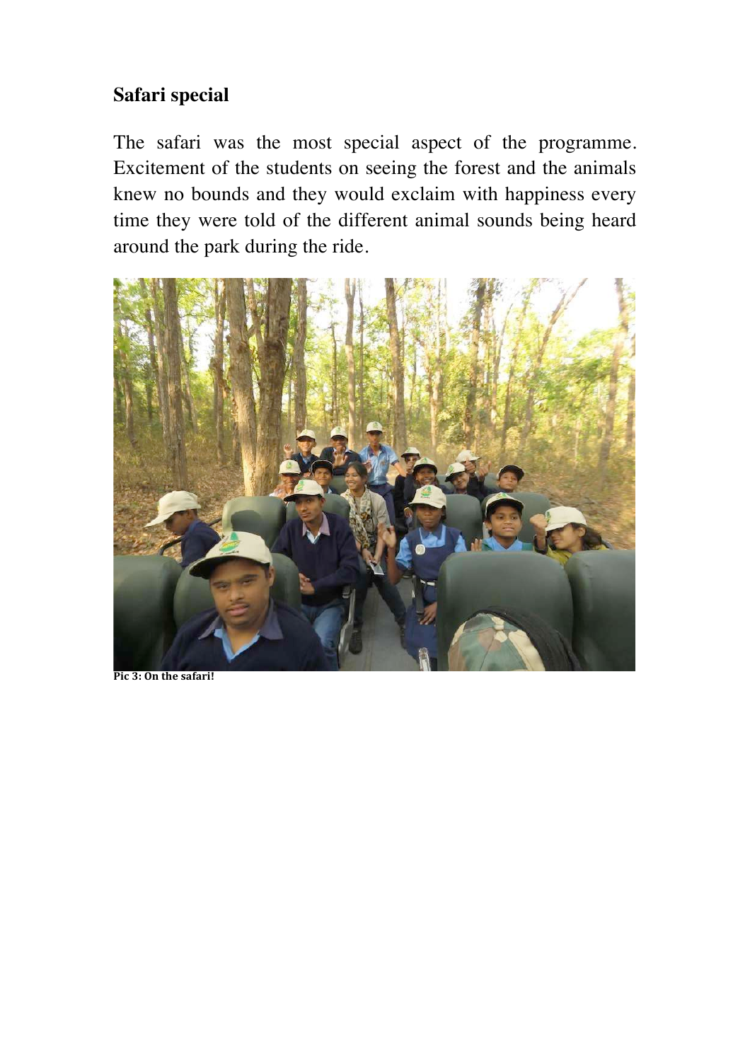## Safari special

The safari was the most special aspect of the programme. Excitement of the students on seeing the forest and the animals knew no bounds and they would exclaim with happiness every time they were told of the different animal sounds being heard around the park during the ride.

**Pic 3: On the safari!**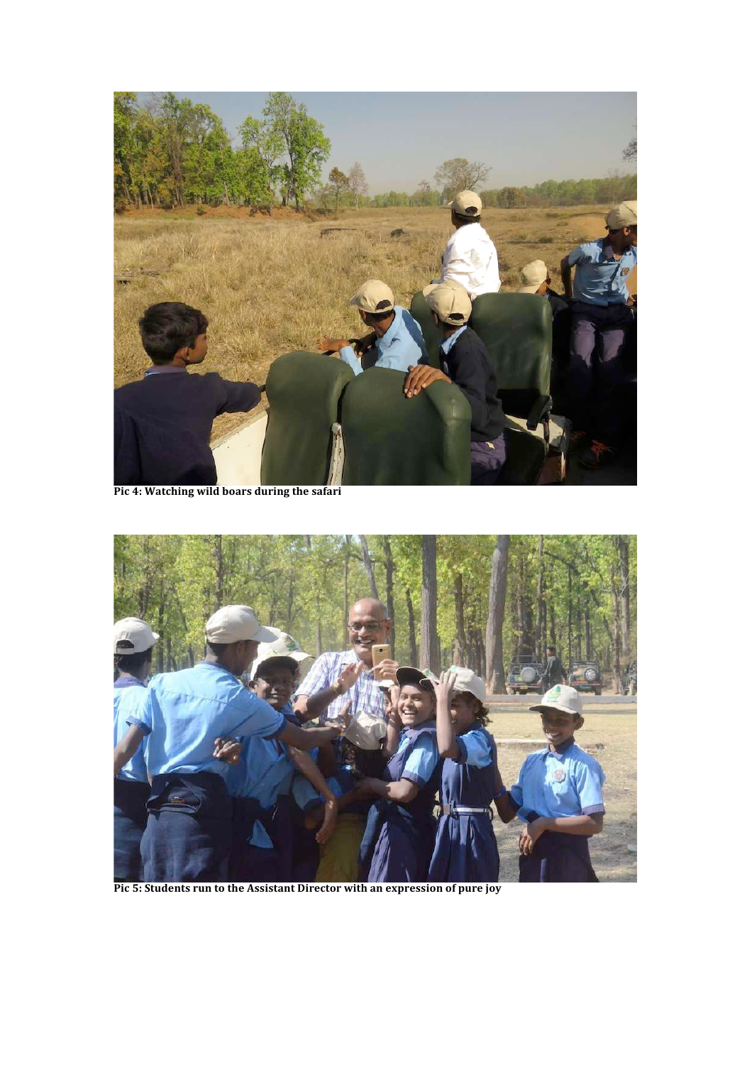**Pic 4: Watching wild boars during the safari**

**Pic 5: Students run to the Assistant Director with an expression of pure joy**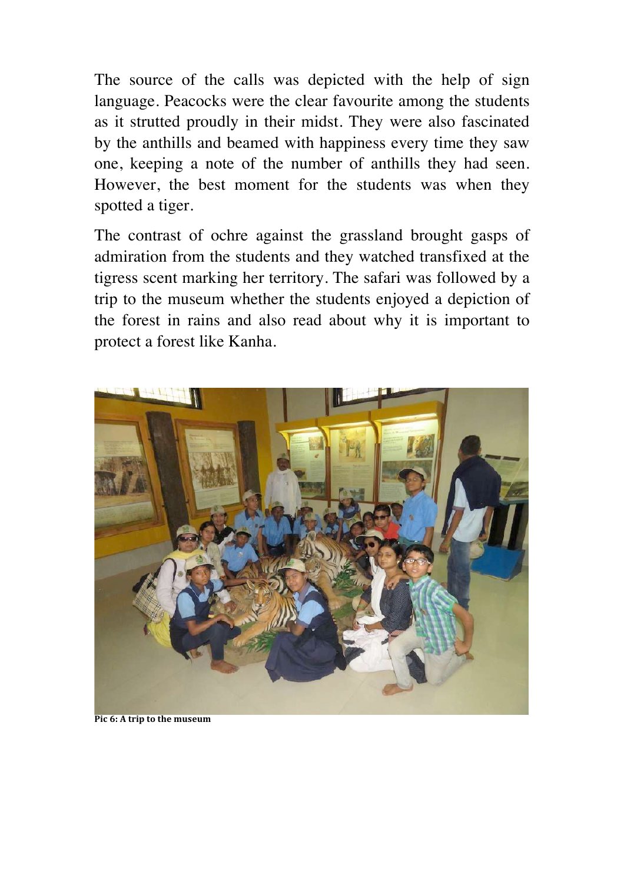The source of the calls was depicted with the help of sign language. Peacocks were the clear favourite among the students as it strutted proudly in their midst. They were also fascinated by the anthills and beamed with happiness every time they saw one, keeping a note of the number of anthills they had seen. However, the best moment for the students was when they spotted a tiger.

The contrast of ochre against the grassland brought gasps of admiration from the students and they watched transfixed at the tigress scent marking her territory. The safari was followed by a trip to the museum whether the students enjoyed a depiction of the forest in rains and also read about why it is important to protect a forest like Kanha.

**Pic 6: A trip to the museum**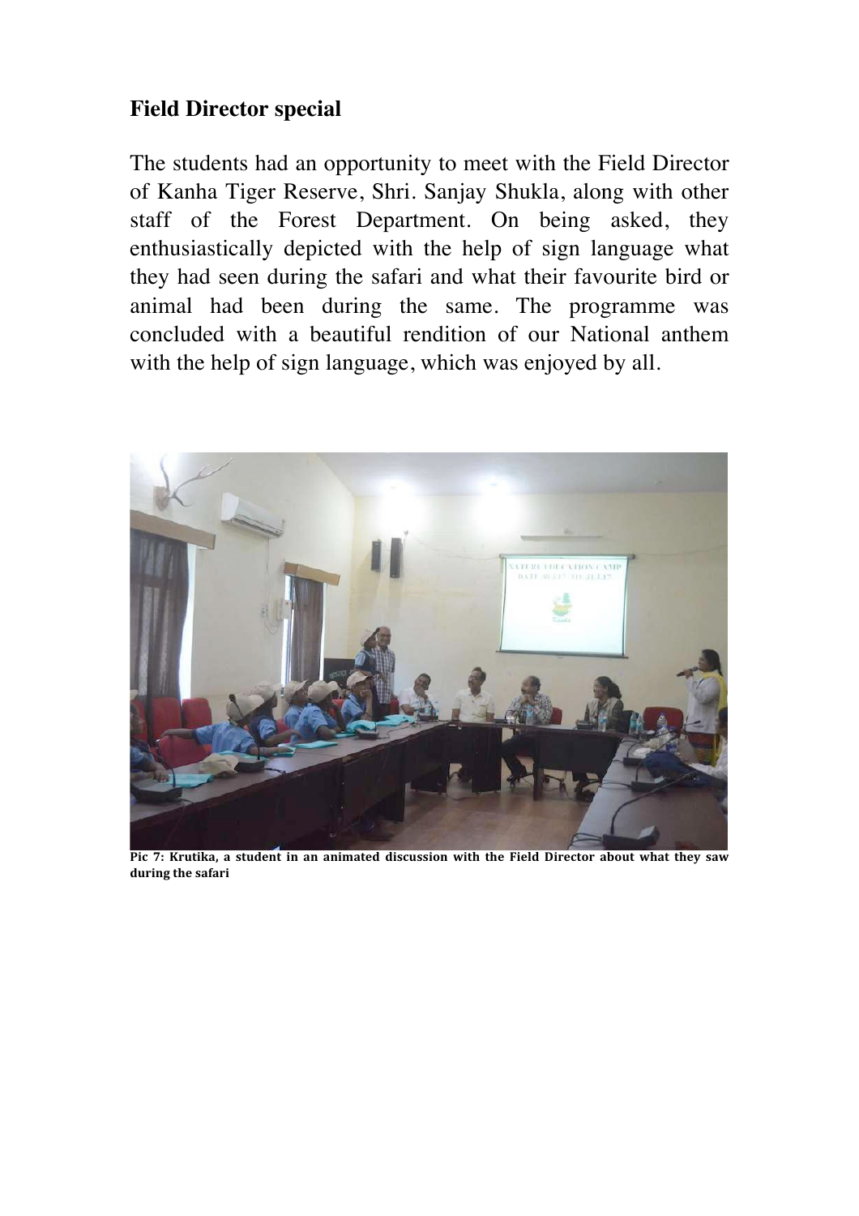**Field Director special**

The students had an opportunity to meet with the Field Director of Kanha Tiger Reserve, Shri. Sanjay Shukla, along with other staff of the Forest Department. On being asked, they enthusiastically depicted with the help of sign language what they had seen during the safari and what their favourite bird or animal had been during the same. The programme was concluded with a beautiful rendition of our National anthem with the help of sign language, which was enjoyed by all.

**Pic 7: Krutika, a student in an animated discussion with the Field Director about what they saw during the safari**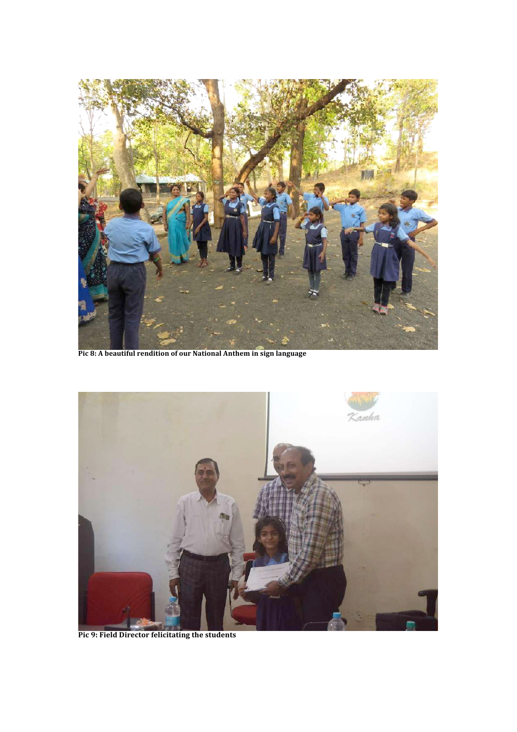**Pic 8: A beautiful rendition of our National Anthem in sign language**

**Pic 9: Field Director felicitating the students**